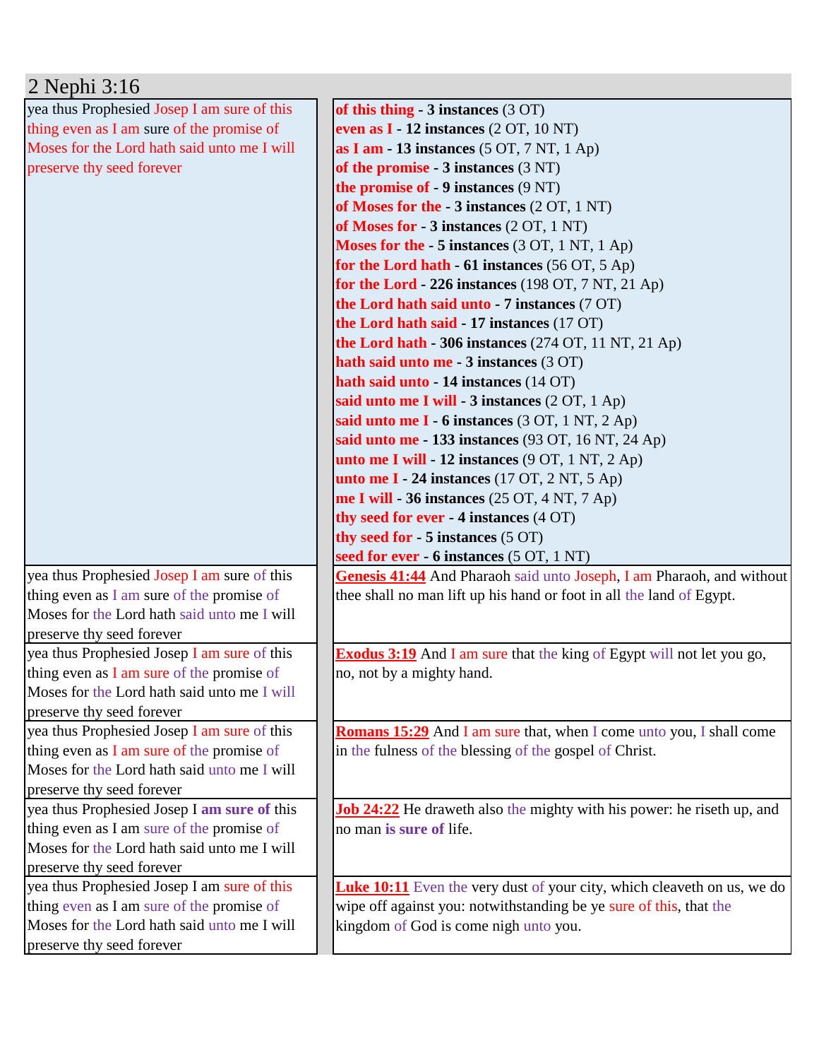## 2 Nephi 3:16

| | |
|---|---|
| yea thus Prophesied Josep I am sure of this thing even as I am sure of the promise of Moses for the Lord hath said unto me I will preserve thy seed forever | **of this thing - 3 instances** (3 OT)<br>**even as I - 12 instances** (2 OT, 10 NT)<br>**as I am - 13 instances** (5 OT, 7 NT, 1 Ap)<br>**of the promise - 3 instances** (3 NT)<br>**the promise of - 9 instances** (9 NT)<br>**of Moses for the - 3 instances** (2 OT, 1 NT)<br>**of Moses for - 3 instances** (2 OT, 1 NT)<br>**Moses for the - 5 instances** (3 OT, 1 NT, 1 Ap)<br>**for the Lord hath - 61 instances** (56 OT, 5 Ap)<br>**for the Lord - 226 instances** (198 OT, 7 NT, 21 Ap)<br>**the Lord hath said unto - 7 instances** (7 OT)<br>**the Lord hath said - 17 instances** (17 OT)<br>**the Lord hath - 306 instances** (274 OT, 11 NT, 21 Ap)<br>**hath said unto me - 3 instances** (3 OT)<br>**hath said unto - 14 instances** (14 OT)<br>**said unto me I will - 3 instances** (2 OT, 1 Ap)<br>**said unto me I - 6 instances** (3 OT, 1 NT, 2 Ap)<br>**said unto me - 133 instances** (93 OT, 16 NT, 24 Ap)<br>**unto me I will - 12 instances** (9 OT, 1 NT, 2 Ap)<br>**unto me I - 24 instances** (17 OT, 2 NT, 5 Ap)<br>**me I will - 36 instances** (25 OT, 4 NT, 7 Ap)<br>**thy seed for ever - 4 instances** (4 OT)<br>**thy seed for - 5 instances** (5 OT)<br>**seed for ever - 6 instances** (5 OT, 1 NT) |
| yea thus Prophesied Josep I am sure of this thing even as I am sure of the promise of Moses for the Lord hath said unto me I will preserve thy seed forever | **Genesis 41:44** And Pharaoh said unto Joseph, I am Pharaoh, and without thee shall no man lift up his hand or foot in all the land of Egypt. |
| yea thus Prophesied Josep I am sure of this thing even as I am sure of the promise of Moses for the Lord hath said unto me I will preserve thy seed forever | **Exodus 3:19** And I am sure that the king of Egypt will not let you go, no, not by a mighty hand. |
| yea thus Prophesied Josep I am sure of this thing even as I am sure of the promise of Moses for the Lord hath said unto me I will preserve thy seed forever | **Romans 15:29** And I am sure that, when I come unto you, I shall come in the fulness of the blessing of the gospel of Christ. |
| yea thus Prophesied Josep I am sure of this thing even as I am sure of the promise of Moses for the Lord hath said unto me I will preserve thy seed forever | **Job 24:22** He draweth also the mighty with his power: he riseth up, and no man **is sure of** life. |
| yea thus Prophesied Josep I am sure of this thing even as I am sure of the promise of Moses for the Lord hath said unto me I will preserve thy seed forever | **Luke 10:11** Even the very dust of your city, which cleaveth on us, we do wipe off against you: notwithstanding be ye sure of this, that the kingdom of God is come nigh unto you. |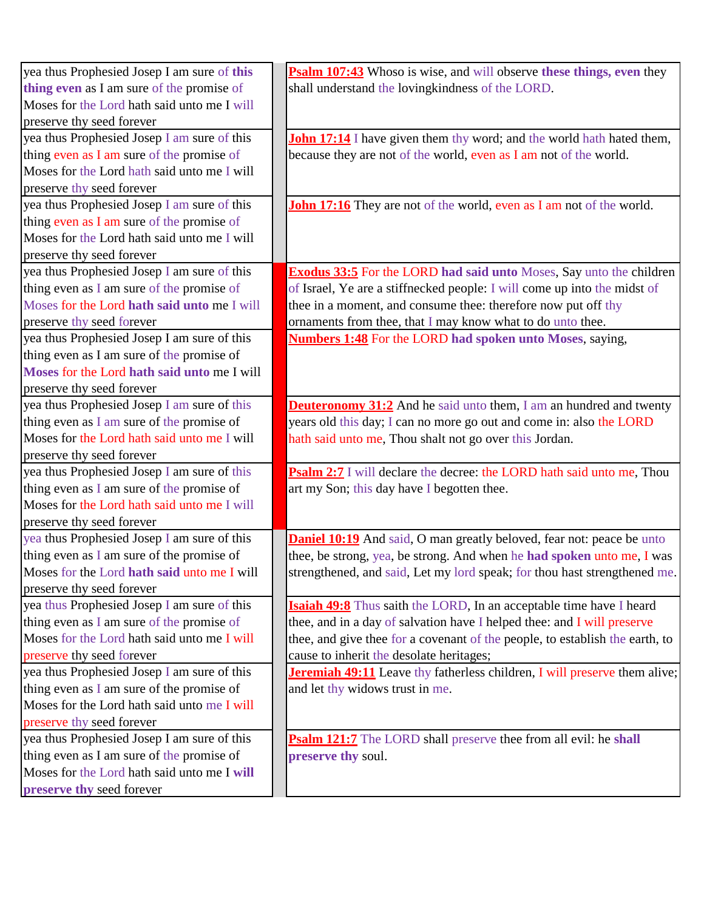| | | |
|---|---|---|
| yea thus Prophesied Josep I am sure of **this thing even** as I am sure of the promise of Moses for the Lord hath said unto me I will preserve thy seed forever | | **Psalm 107:43** Whoso is wise, and will observe **these things, even** they shall understand the lovingkindness of the LORD. |
| yea thus Prophesied Josep I am sure of this thing even as I am sure of the promise of Moses for the Lord hath said unto me I will preserve thy seed forever | | **John 17:14** I have given them thy word; and the world hath hated them, because they are not of the world, even as I am not of the world. |
| yea thus Prophesied Josep I am sure of this thing even as I am sure of the promise of Moses for the Lord hath said unto me I will preserve thy seed forever | | **John 17:16** They are not of the world, even as I am not of the world. |
| yea thus Prophesied Josep I am sure of this thing even as I am sure of the promise of Moses for the Lord **hath said unto** me I will preserve thy seed forever | | **Exodus 33:5** For the LORD **had said unto** Moses, Say unto the children of Israel, Ye are a stiffnecked people: I will come up into the midst of thee in a moment, and consume thee: therefore now put off thy ornaments from thee, that I may know what to do unto thee. |
| yea thus Prophesied Josep I am sure of this thing even as I am sure of the promise of **Moses** for the Lord **hath said unto** me I will preserve thy seed forever | | **Numbers 1:48** For the LORD **had spoken unto Moses**, saying, |
| yea thus Prophesied Josep I am sure of this thing even as I am sure of the promise of Moses for the Lord hath said unto me I will preserve thy seed forever | | **Deuteronomy 31:2** And he said unto them, I am an hundred and twenty years old this day; I can no more go out and come in: also the LORD hath said unto me, Thou shalt not go over this Jordan. |
| yea thus Prophesied Josep I am sure of this thing even as I am sure of the promise of Moses for the Lord hath said unto me I will preserve thy seed forever | | **Psalm 2:7** I will declare the decree: the LORD hath said unto me, Thou art my Son; this day have I begotten thee. |
| yea thus Prophesied Josep I am sure of this thing even as I am sure of the promise of Moses for the Lord **hath said** unto me I will preserve thy seed forever | | **Daniel 10:19** And said, O man greatly beloved, fear not: peace be unto thee, be strong, yea, be strong. And when he **had spoken** unto me, I was strengthened, and said, Let my lord speak; for thou hast strengthened me. |
| yea thus Prophesied Josep I am sure of this thing even as I am sure of the promise of Moses for the Lord hath said unto me I will preserve thy seed forever | | **Isaiah 49:8** Thus saith the LORD, In an acceptable time have I heard thee, and in a day of salvation have I helped thee: and I will preserve thee, and give thee for a covenant of the people, to establish the earth, to cause to inherit the desolate heritages; |
| yea thus Prophesied Josep I am sure of this thing even as I am sure of the promise of Moses for the Lord hath said unto me I will preserve thy seed forever | | **Jeremiah 49:11** Leave thy fatherless children, I will preserve them alive; and let thy widows trust in me. |
| yea thus Prophesied Josep I am sure of this thing even as I am sure of the promise of Moses for the Lord hath said unto me I **will preserve thy** seed forever | | **Psalm 121:7** The LORD shall preserve thee from all evil: he **shall preserve thy** soul. |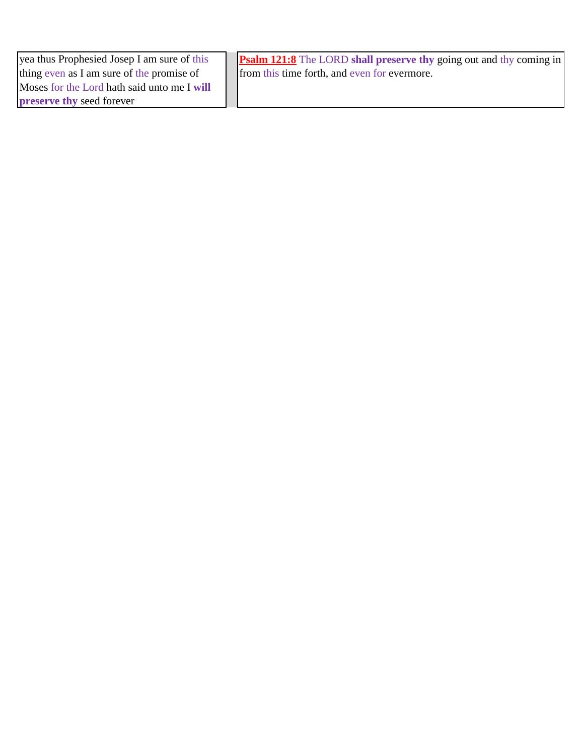| | |
|---|---|
| yea thus Prophesied Josep I am sure of this thing even as I am sure of the promise of Moses for the Lord hath said unto me I **will preserve thy** seed forever | **Psalm 121:8** The LORD **shall preserve thy** going out and thy coming in from this time forth, and even for evermore. |